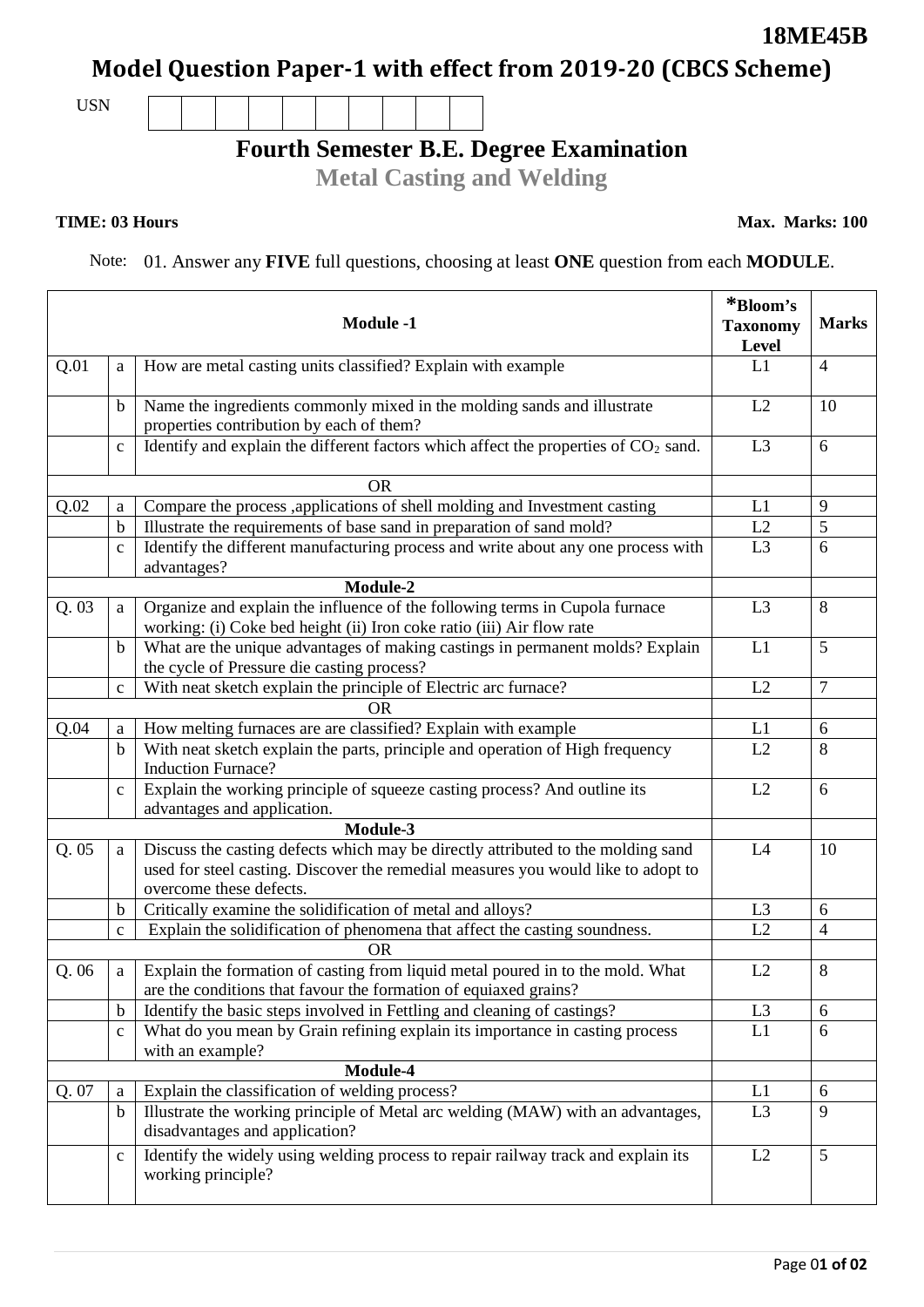**18ME45B**

# Model Question Paper-1 with effect from 2019-20 (CBCS Scheme)

USN | | | | | | | | | |

## Fourth Semester B.E. Degree Examination

### Metal Casting and Welding

**TIME: 03 Hours** **Max. Marks: 100**

Note: 01. Answer any **FIVE** full questions, choosing at least **ONE** question from each **MODULE**.

| | | **Module -1** | ***Bloom's Taxonomy Level** | **Marks** |
|---|---|---|---|---|
| Q.01 | a | How are metal casting units classified? Explain with example | L1 | 4 |
| | b | Name the ingredients commonly mixed in the molding sands and illustrate properties contribution by each of them? | L2 | 10 |
| | c | Identify and explain the different factors which affect the properties of $CO_2$ sand. | L3 | 6 |
| | | OR | | |
| Q.02 | a | Compare the process ,applications of shell molding and Investment casting | L1 | 9 |
| | b | Illustrate the requirements of base sand in preparation of sand mold? | L2 | 5 |
| | c | Identify the different manufacturing process and write about any one process with advantages? | L3 | 6 |
| | | **Module-2** | | |
| Q. 03 | a | Organize and explain the influence of the following terms in Cupola furnace working: (i) Coke bed height (ii) Iron coke ratio (iii) Air flow rate | L3 | 8 |
| | b | What are the unique advantages of making castings in permanent molds? Explain the cycle of Pressure die casting process? | L1 | 5 |
| | c | With neat sketch explain the principle of Electric arc furnace? | L2 | 7 |
| | | OR | | |
| Q.04 | a | How melting furnaces are are classified? Explain with example | L1 | 6 |
| | b | With neat sketch explain the parts, principle and operation of High frequency Induction Furnace? | L2 | 8 |
| | c | Explain the working principle of squeeze casting process? And outline its advantages and application. | L2 | 6 |
| | | **Module-3** | | |
| Q. 05 | a | Discuss the casting defects which may be directly attributed to the molding sand used for steel casting. Discover the remedial measures you would like to adopt to overcome these defects. | L4 | 10 |
| | b | Critically examine the solidification of metal and alloys? | L3 | 6 |
| | c | Explain the solidification of phenomena that affect the casting soundness. | L2 | 4 |
| | | OR | | |
| Q. 06 | a | Explain the formation of casting from liquid metal poured in to the mold. What are the conditions that favour the formation of equiaxed grains? | L2 | 8 |
| | b | Identify the basic steps involved in Fettling and cleaning of castings? | L3 | 6 |
| | c | What do you mean by Grain refining explain its importance in casting process with an example? | L1 | 6 |
| | | **Module-4** | | |
| Q. 07 | a | Explain the classification of welding process? | L1 | 6 |
| | b | Illustrate the working principle of Metal arc welding (MAW) with an advantages, disadvantages and application? | L3 | 9 |
| | c | Identify the widely using welding process to repair railway track and explain its working principle? | L2 | 5 |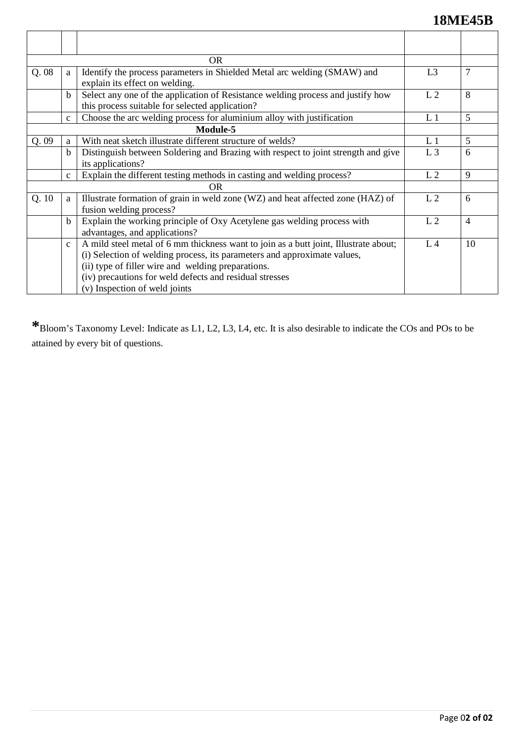| | | | | |
|---|---|---|---|---|
| | | | | |
| OR | | | | |
| Q. 08 | a | Identify the process parameters in Shielded Metal arc welding (SMAW) and explain its effect on welding. | L3 | 7 |
| | b | Select any one of the application of Resistance welding process and justify how this process suitable for selected application? | L 2 | 8 |
| | c | Choose the arc welding process for aluminium alloy with justification | L 1 | 5 |
| **Module-5** | | | | |
| Q. 09 | a | With neat sketch illustrate different structure of welds? | L 1 | 5 |
| | b | Distinguish between Soldering and Brazing with respect to joint strength and give its applications? | L 3 | 6 |
| | c | Explain the different testing methods in casting and welding process? | L 2 | 9 |
| OR | | | | |
| Q. 10 | a | Illustrate formation of grain in weld zone (WZ) and heat affected zone (HAZ) of fusion welding process? | L 2 | 6 |
| | b | Explain the working principle of Oxy Acetylene gas welding process with advantages, and applications? | L 2 | 4 |
| | c | A mild steel metal of 6 mm thickness want to join as a butt joint, Illustrate about; (i) Selection of welding process, its parameters and approximate values, (ii) type of filler wire and welding preparations. (iv) precautions for weld defects and residual stresses (v) Inspection of weld joints | L 4 | 10 |

*Bloom's Taxonomy Level: Indicate as L1, L2, L3, L4, etc. It is also desirable to indicate the COs and POs to be attained by every bit of questions.